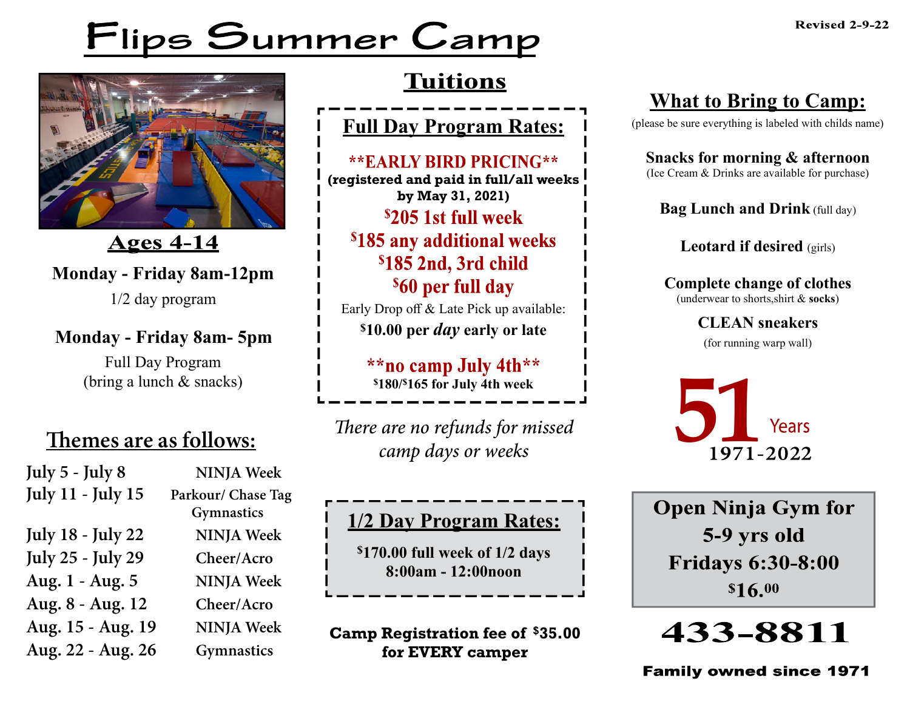# Flips Summer Camp

Revised 2-9-22

## Ages 4-14

**Monday - Friday 8am-12pm**

1/2 day program

**Monday - Friday 8am- 5pm**

Full Day Program
(bring a lunch & snacks)

## Themes are as follows:

| Dates | Theme |
|---|---|
| July 5 - July 8 | NINJA Week |
| July 11 - July 15 | Parkour/ Chase Tag Gymnastics |
| July 18 - July 22 | NINJA Week |
| July 25 - July 29 | Cheer/Acro |
| Aug. 1 - Aug. 5 | NINJA Week |
| Aug. 8 - Aug. 12 | Cheer/Acro |
| Aug. 15 - Aug. 19 | NINJA Week |
| Aug. 22 - Aug. 26 | Gymnastics |

## Tuitions

### Full Day Program Rates:

**\*\*EARLY BIRD PRICING\*\***
**(registered and paid in full/all weeks by May 31, 2021)**

**$205 1st full week**
**$185 any additional weeks**
**$185 2nd, 3rd child**
**$60 per full day**

Early Drop off & Late Pick up available:
**$10.00 per *day* early or late**

**\*\*no camp July 4th\*\***
**$180/$165 for July 4th week**

*There are no refunds for missed camp days or weeks*

### 1/2 Day Program Rates:

**$170.00 full week of 1/2 days**
**8:00am - 12:00noon**

**Camp Registration fee of $35.00 for EVERY camper**

## What to Bring to Camp:

(please be sure everything is labeled with childs name)

**Snacks for morning & afternoon**
(Ice Cream & Drinks are available for purchase)

**Bag Lunch and Drink** (full day)

**Leotard if desired** (girls)

**Complete change of clothes**
(underwear to shorts,shirt & **socks**)

**CLEAN sneakers**
(for running warp wall)

**51** Years
1971-2022

**Open Ninja Gym for 5-9 yrs old**
**Fridays 6:30-8:00**
**$16.00**

# 433-8811

**Family owned since 1971**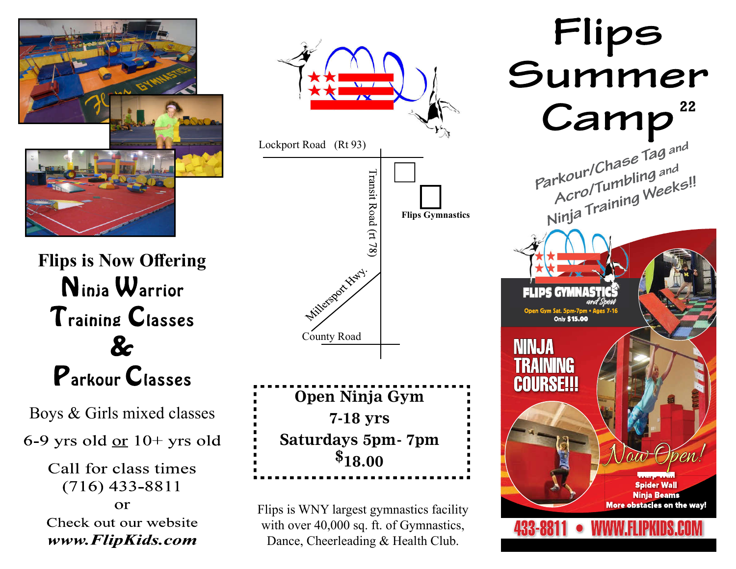# Flips Summer Camp 22

Parkour/Chase Tag and Acro/Tumbling and Ninja Training Weeks!!

## Flips is Now Offering Ninja Warrior Training Classes & Parkour Classes

Boys & Girls mixed classes

6-9 yrs old or 10+ yrs old

Call for class times
(716) 433-8811
or
Check out our website
***www.FlipKids.com***

Lockport Road (Rt 93)

Transit Road (rt 78)

Flips Gymnastics

Millersport Hwy.

County Road

**Open Ninja Gym**
**7-18 yrs**
**Saturdays 5pm- 7pm**
**$18.00**

Flips is WNY largest gymnastics facility with over 40,000 sq. ft. of Gymnastics, Dance, Cheerleading & Health Club.

FLIPS GYMNASTICS and Sport

Open Gym Sat. 5pm-7pm • Ages 7-16
Only $15.00

NINJA TRAINING COURSE!!!

Now Open!

Warp Wall
Spider Wall
Ninja Beams
More obstacles on the way!

433-8811 • WWW.FLIPKIDS.COM